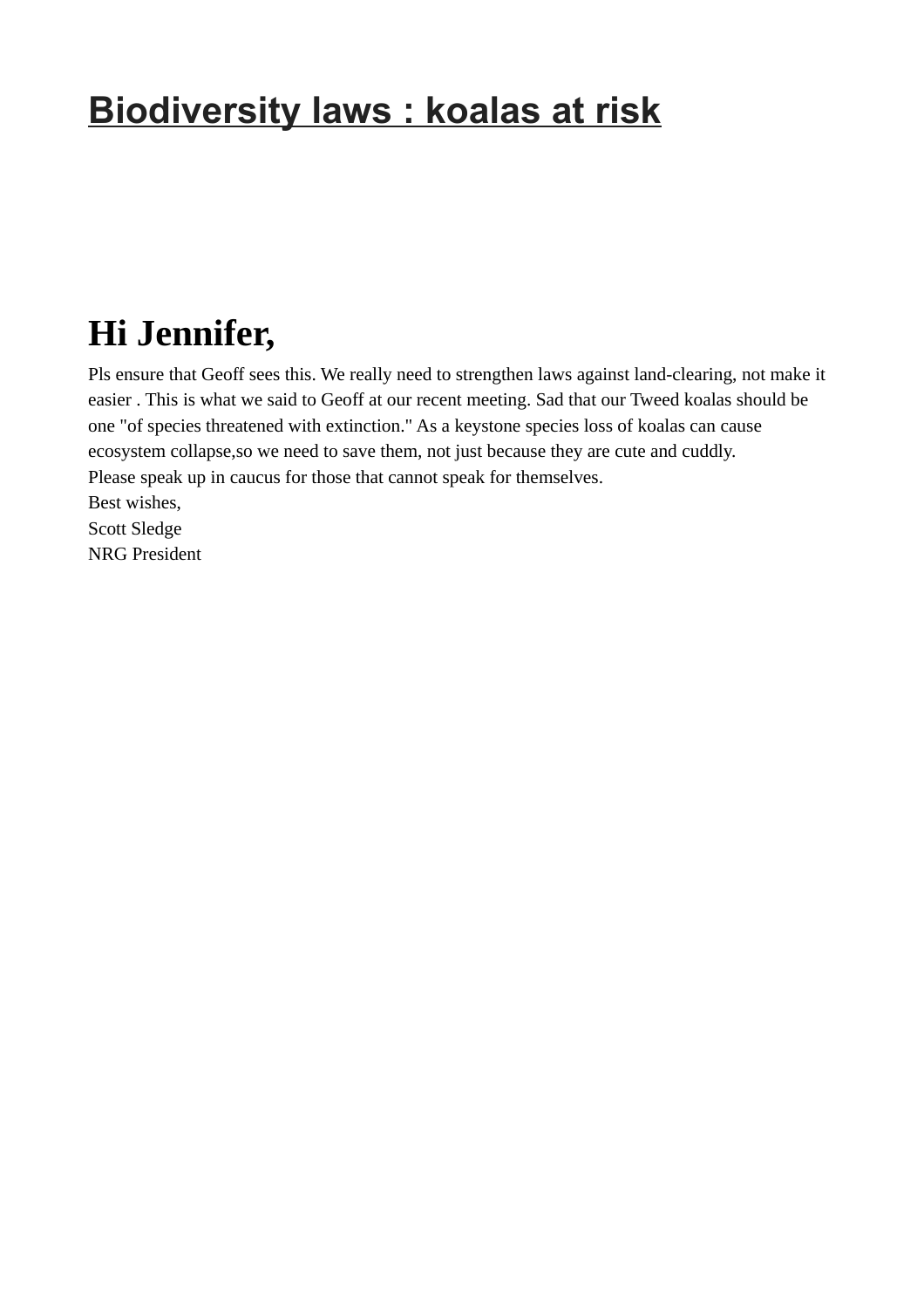# Biodiversity laws : koalas at risk

# Hi Jennifer,

Pls ensure that Geoff sees this. We really need to strengthen laws against land-clearing, not make it easier . This is what we said to Geoff at our recent meeting. Sad that our Tweed koalas should be one "of species threatened with extinction." As a keystone species loss of koalas can cause ecosystem collapse,so we need to save them, not just because they are cute and cuddly.
Please speak up in caucus for those that cannot speak for themselves.
Best wishes,
Scott Sledge
NRG President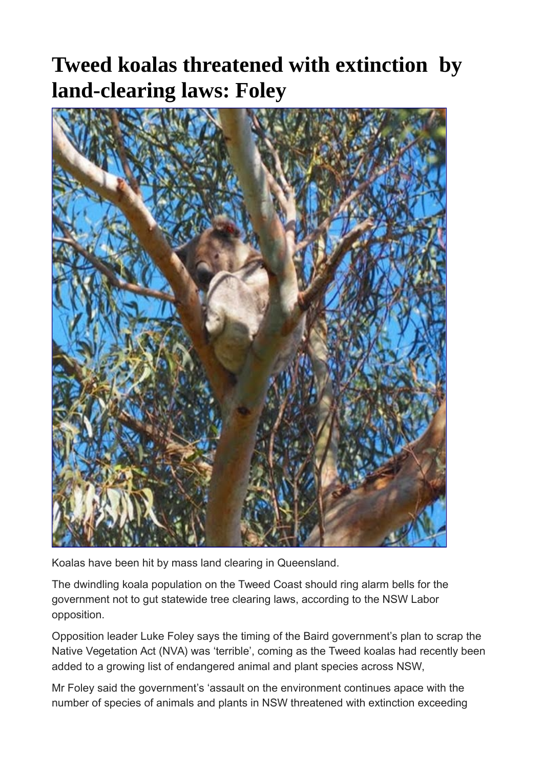# Tweed koalas threatened with extinction by land-clearing laws: Foley

Koalas have been hit by mass land clearing in Queensland.

The dwindling koala population on the Tweed Coast should ring alarm bells for the government not to gut statewide tree clearing laws, according to the NSW Labor opposition.

Opposition leader Luke Foley says the timing of the Baird government's plan to scrap the Native Vegetation Act (NVA) was 'terrible', coming as the Tweed koalas had recently been added to a growing list of endangered animal and plant species across NSW,

Mr Foley said the government's 'assault on the environment continues apace with the number of species of animals and plants in NSW threatened with extinction exceeding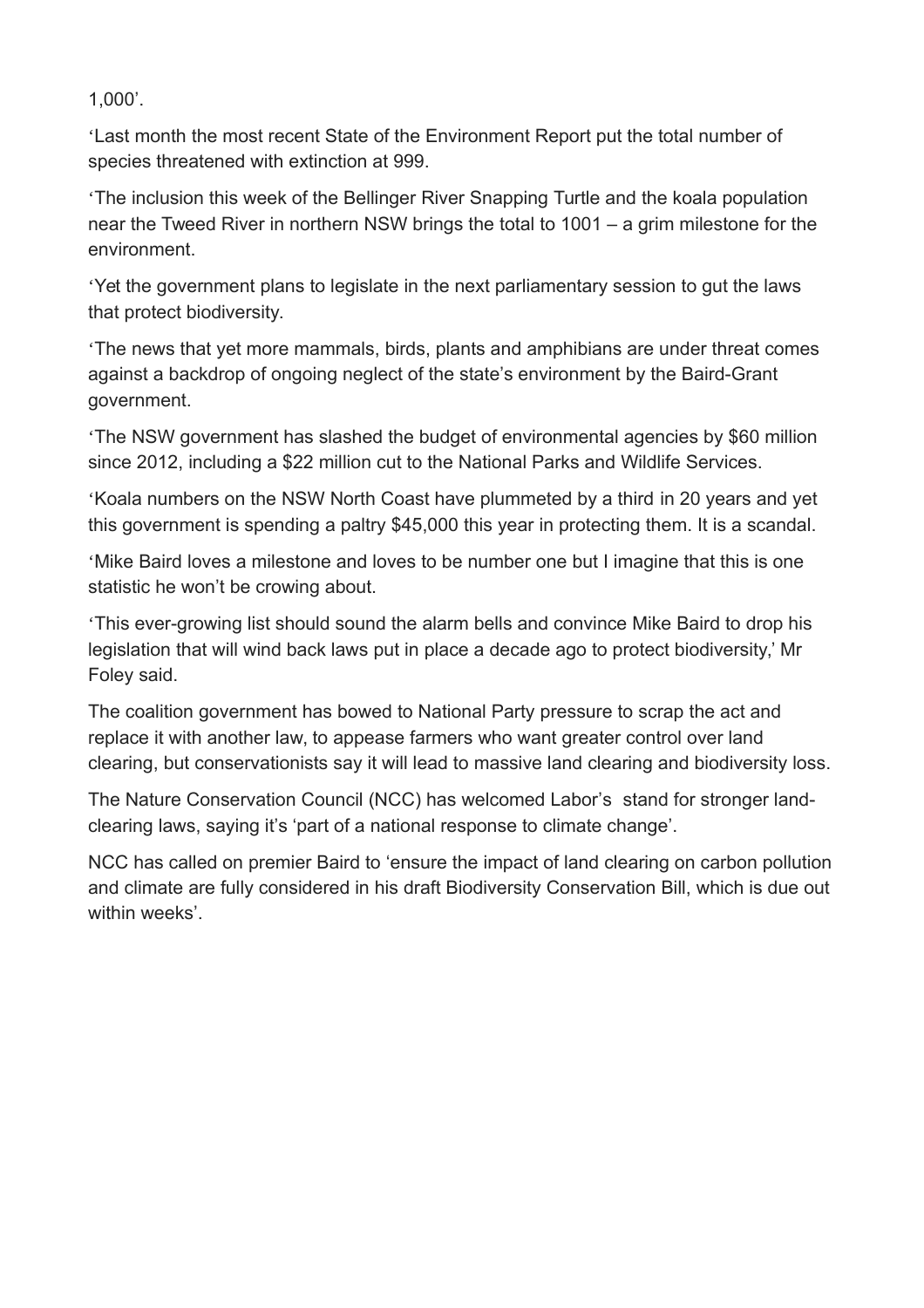1,000'.

'Last month the most recent State of the Environment Report put the total number of species threatened with extinction at 999.

'The inclusion this week of the Bellinger River Snapping Turtle and the koala population near the Tweed River in northern NSW brings the total to 1001 – a grim milestone for the environment.

'Yet the government plans to legislate in the next parliamentary session to gut the laws that protect biodiversity.

'The news that yet more mammals, birds, plants and amphibians are under threat comes against a backdrop of ongoing neglect of the state's environment by the Baird-Grant government.

'The NSW government has slashed the budget of environmental agencies by $60 million since 2012, including a $22 million cut to the National Parks and Wildlife Services.

'Koala numbers on the NSW North Coast have plummeted by a third in 20 years and yet this government is spending a paltry $45,000 this year in protecting them. It is a scandal.

'Mike Baird loves a milestone and loves to be number one but I imagine that this is one statistic he won't be crowing about.

'This ever-growing list should sound the alarm bells and convince Mike Baird to drop his legislation that will wind back laws put in place a decade ago to protect biodiversity,' Mr Foley said.

The coalition government has bowed to National Party pressure to scrap the act and replace it with another law, to appease farmers who want greater control over land clearing, but conservationists say it will lead to massive land clearing and biodiversity loss.

The Nature Conservation Council (NCC) has welcomed Labor's stand for stronger land-clearing laws, saying it's 'part of a national response to climate change'.

NCC has called on premier Baird to 'ensure the impact of land clearing on carbon pollution and climate are fully considered in his draft Biodiversity Conservation Bill, which is due out within weeks'.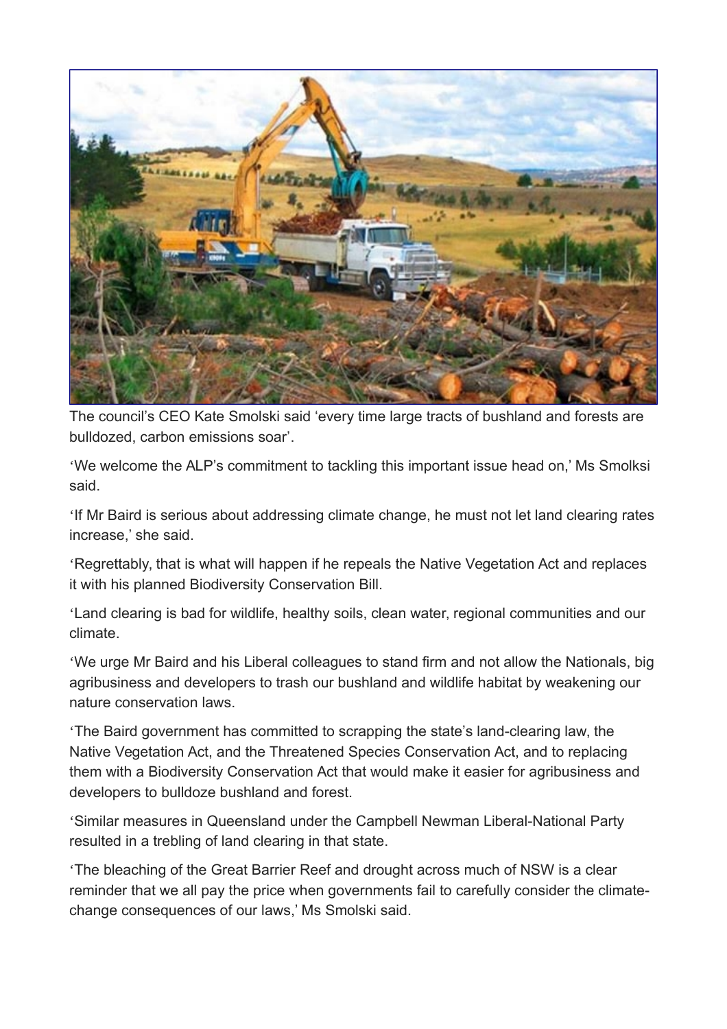The council's CEO Kate Smolski said 'every time large tracts of bushland and forests are bulldozed, carbon emissions soar'.

'We welcome the ALP's commitment to tackling this important issue head on,' Ms Smolksi said.

'If Mr Baird is serious about addressing climate change, he must not let land clearing rates increase,' she said.

'Regrettably, that is what will happen if he repeals the Native Vegetation Act and replaces it with his planned Biodiversity Conservation Bill.

'Land clearing is bad for wildlife, healthy soils, clean water, regional communities and our climate.

'We urge Mr Baird and his Liberal colleagues to stand firm and not allow the Nationals, big agribusiness and developers to trash our bushland and wildlife habitat by weakening our nature conservation laws.

'The Baird government has committed to scrapping the state's land-clearing law, the Native Vegetation Act, and the Threatened Species Conservation Act, and to replacing them with a Biodiversity Conservation Act that would make it easier for agribusiness and developers to bulldoze bushland and forest.

'Similar measures in Queensland under the Campbell Newman Liberal-National Party resulted in a trebling of land clearing in that state.

'The bleaching of the Great Barrier Reef and drought across much of NSW is a clear reminder that we all pay the price when governments fail to carefully consider the climate-change consequences of our laws,' Ms Smolski said.